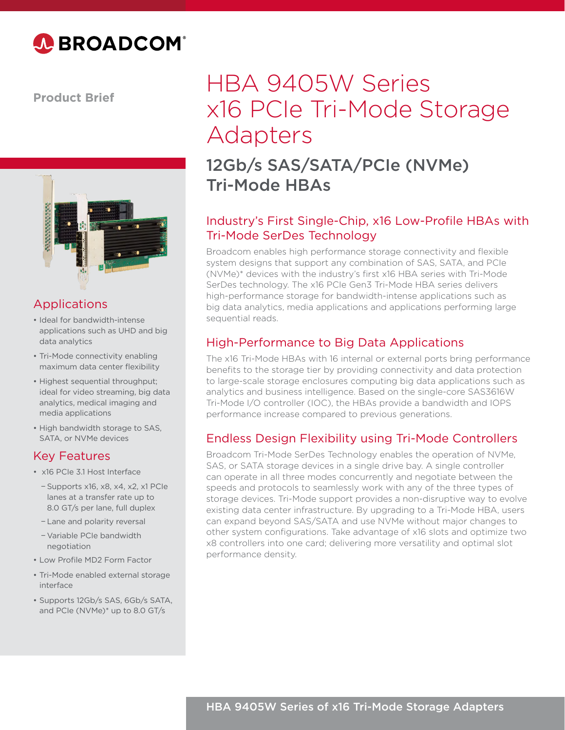BROADCOM

**Product Brief**

# HBA 9405W Series x16 PCIe Tri-Mode Storage Adapters

## 12Gb/s SAS/SATA/PCIe (NVMe) Tri-Mode HBAs

### Industry's First Single-Chip, x16 Low-Profile HBAs with Tri-Mode SerDes Technology

Broadcom enables high performance storage connectivity and flexible system designs that support any combination of SAS, SATA, and PCIe (NVMe)* devices with the industry's first x16 HBA series with Tri-Mode SerDes technology. The x16 PCIe Gen3 Tri-Mode HBA series delivers high-performance storage for bandwidth-intense applications such as big data analytics, media applications and applications performing large sequential reads.

### High-Performance to Big Data Applications

The x16 Tri-Mode HBAs with 16 internal or external ports bring performance benefits to the storage tier by providing connectivity and data protection to large-scale storage enclosures computing big data applications such as analytics and business intelligence. Based on the single-core SAS3616W Tri-Mode I/O controller (IOC), the HBAs provide a bandwidth and IOPS performance increase compared to previous generations.

### Endless Design Flexibility using Tri-Mode Controllers

Broadcom Tri-Mode SerDes Technology enables the operation of NVMe, SAS, or SATA storage devices in a single drive bay. A single controller can operate in all three modes concurrently and negotiate between the speeds and protocols to seamlessly work with any of the three types of storage devices. Tri-Mode support provides a non-disruptive way to evolve existing data center infrastructure. By upgrading to a Tri-Mode HBA, users can expand beyond SAS/SATA and use NVMe without major changes to other system configurations. Take advantage of x16 slots and optimize two x8 controllers into one card; delivering more versatility and optimal slot performance density.

## Applications

- Ideal for bandwidth-intense applications such as UHD and big data analytics
- Tri-Mode connectivity enabling maximum data center flexibility
- Highest sequential throughput; ideal for video streaming, big data analytics, medical imaging and media applications
- High bandwidth storage to SAS, SATA, or NVMe devices

## Key Features

- x16 PCIe 3.1 Host Interface
  - Supports x16, x8, x4, x2, x1 PCIe lanes at a transfer rate up to 8.0 GT/s per lane, full duplex
  - Lane and polarity reversal
  - Variable PCIe bandwidth negotiation
- Low Profile MD2 Form Factor
- Tri-Mode enabled external storage interface
- Supports 12Gb/s SAS, 6Gb/s SATA, and PCIe (NVMe)* up to 8.0 GT/s

**HBA 9405W Series of x16 Tri-Mode Storage Adapters**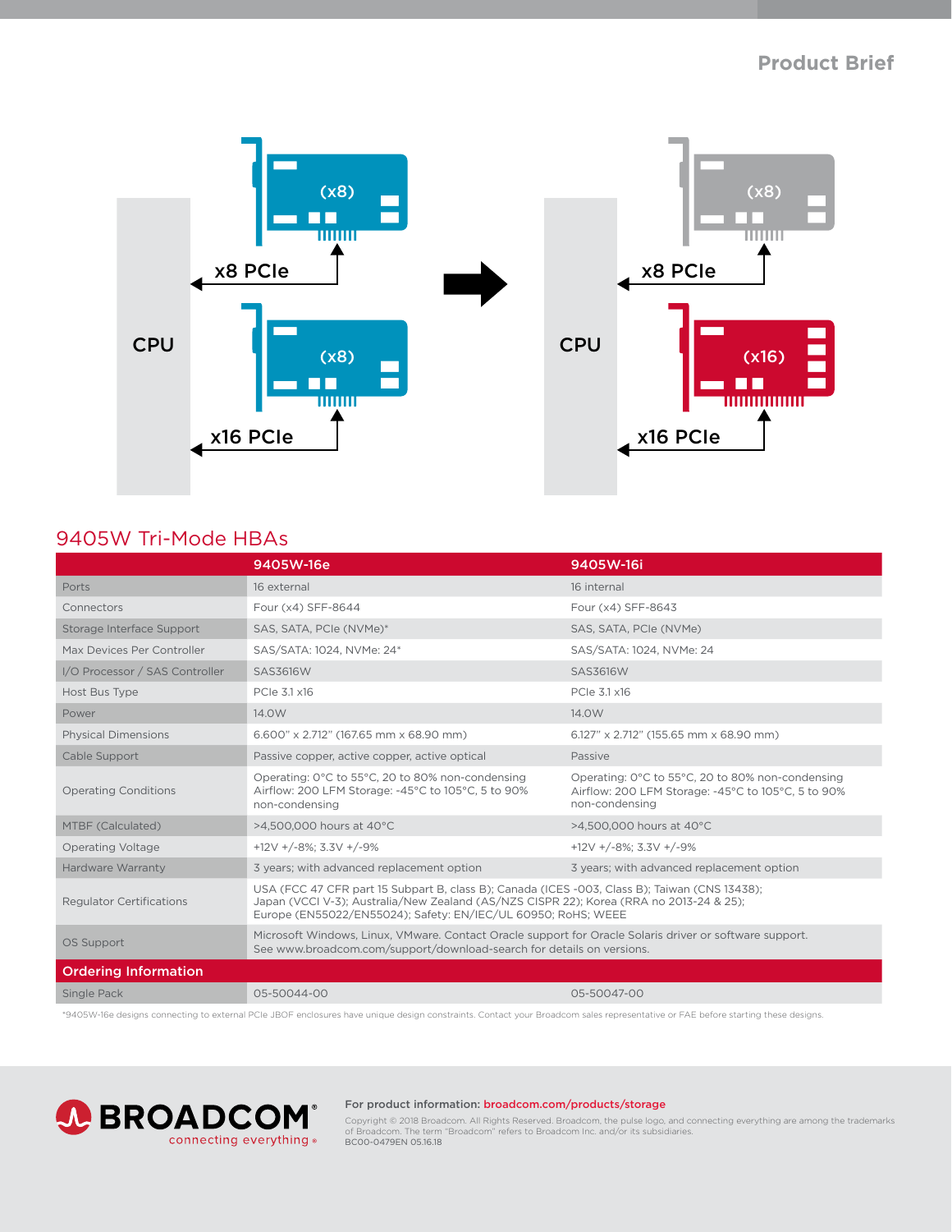CPU

(x8)

x8 PCIe

(x8)

x16 PCIe

CPU

(x8)

x8 PCIe

(x16)

x16 PCIe

## 9405W Tri-Mode HBAs

| | 9405W-16e | 9405W-16i |
|---|---|---|
| Ports | 16 external | 16 internal |
| Connectors | Four (x4) SFF-8644 | Four (x4) SFF-8643 |
| Storage Interface Support | SAS, SATA, PCIe (NVMe)* | SAS, SATA, PCIe (NVMe) |
| Max Devices Per Controller | SAS/SATA: 1024, NVMe: 24* | SAS/SATA: 1024, NVMe: 24 |
| I/O Processor / SAS Controller | SAS3616W | SAS3616W |
| Host Bus Type | PCIe 3.1 x16 | PCIe 3.1 x16 |
| Power | 14.0W | 14.0W |
| Physical Dimensions | 6.600" x 2.712" (167.65 mm x 68.90 mm) | 6.127" x 2.712" (155.65 mm x 68.90 mm) |
| Cable Support | Passive copper, active copper, active optical | Passive |
| Operating Conditions | Operating: 0°C to 55°C, 20 to 80% non-condensing Airflow: 200 LFM Storage: -45°C to 105°C, 5 to 90% non-condensing | Operating: 0°C to 55°C, 20 to 80% non-condensing Airflow: 200 LFM Storage: -45°C to 105°C, 5 to 90% non-condensing |
| MTBF (Calculated) | >4,500,000 hours at 40°C | >4,500,000 hours at 40°C |
| Operating Voltage | +12V +/-8%; 3.3V +/-9% | +12V +/-8%; 3.3V +/-9% |
| Hardware Warranty | 3 years; with advanced replacement option | 3 years; with advanced replacement option |
| Regulator Certifications | USA (FCC 47 CFR part 15 Subpart B, class B); Canada (ICES -003, Class B); Taiwan (CNS 13438); Japan (VCCI V-3); Australia/New Zealand (AS/NZS CISPR 22); Korea (RRA no 2013-24 & 25); Europe (EN55022/EN55024); Safety: EN/IEC/UL 60950; RoHS; WEEE | |
| OS Support | Microsoft Windows, Linux, VMware. Contact Oracle support for Oracle Solaris driver or software support. See www.broadcom.com/support/download-search for details on versions. | |
| **Ordering Information** | | |
| Single Pack | 05-50044-00 | 05-50047-00 |

*9405W-16e designs connecting to external PCIe JBOF enclosures have unique design constraints. Contact your Broadcom sales representative or FAE before starting these designs.

BROADCOM® connecting everything®

**For product information:** broadcom.com/products/storage

Copyright © 2018 Broadcom. All Rights Reserved. Broadcom, the pulse logo, and connecting everything are among the trademarks of Broadcom. The term "Broadcom" refers to Broadcom Inc. and/or its subsidiaries.
BC00-0479EN 05.16.18